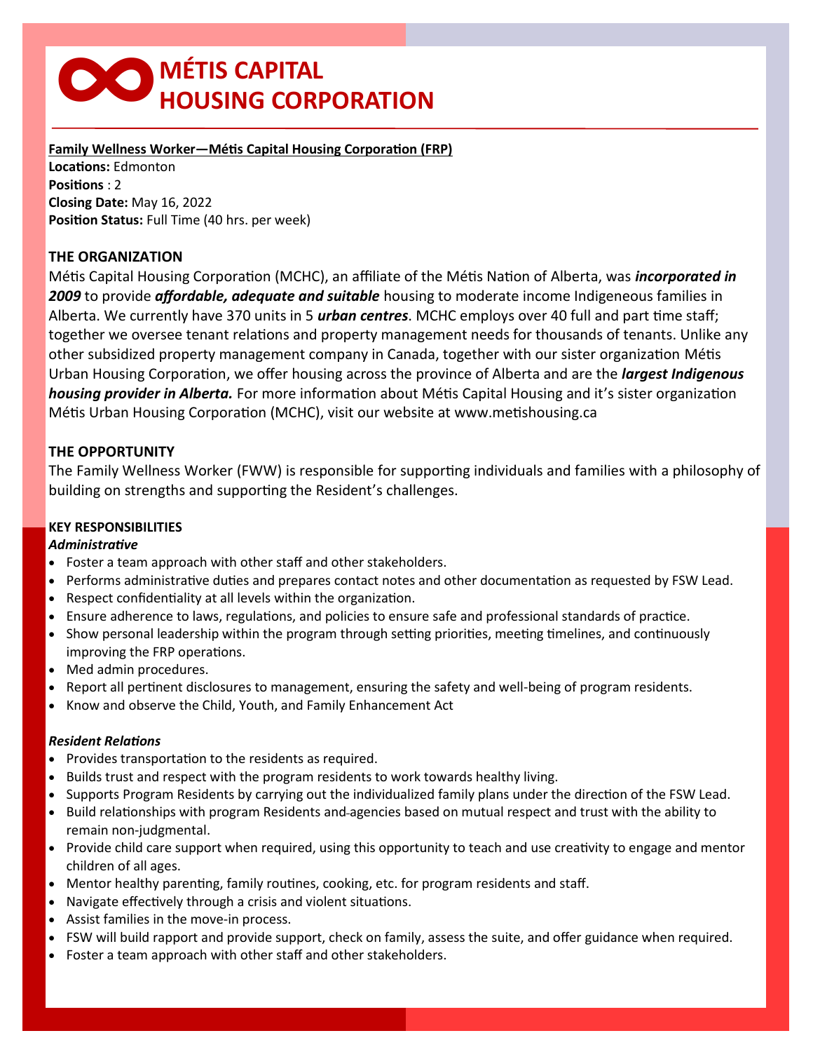# MÉTIS CAPITAL HOUSING CORPORATION

**Family Wellness Worker—Métis Capital Housing Corporation (FRP)**
**Locations:** Edmonton
**Positions** : 2
**Closing Date:** May 16, 2022
**Position Status:** Full Time (40 hrs. per week)

## THE ORGANIZATION

Métis Capital Housing Corporation (MCHC), an affiliate of the Métis Nation of Alberta, was ***incorporated in 2009*** to provide ***affordable, adequate and suitable*** housing to moderate income Indigeneous families in Alberta. We currently have 370 units in 5 ***urban centres***. MCHC employs over 40 full and part time staff; together we oversee tenant relations and property management needs for thousands of tenants. Unlike any other subsidized property management company in Canada, together with our sister organization Métis Urban Housing Corporation, we offer housing across the province of Alberta and are the ***largest Indigenous housing provider in Alberta.*** For more information about Métis Capital Housing and it's sister organization Métis Urban Housing Corporation (MCHC), visit our website at www.metishousing.ca

## THE OPPORTUNITY

The Family Wellness Worker (FWW) is responsible for supporting individuals and families with a philosophy of building on strengths and supporting the Resident's challenges.

## KEY RESPONSIBILITIES

***Administrative***

- Foster a team approach with other staff and other stakeholders.
- Performs administrative duties and prepares contact notes and other documentation as requested by FSW Lead.
- Respect confidentiality at all levels within the organization.
- Ensure adherence to laws, regulations, and policies to ensure safe and professional standards of practice.
- Show personal leadership within the program through setting priorities, meeting timelines, and continuously improving the FRP operations.
- Med admin procedures.
- Report all pertinent disclosures to management, ensuring the safety and well-being of program residents.
- Know and observe the Child, Youth, and Family Enhancement Act

***Resident Relations***

- Provides transportation to the residents as required.
- Builds trust and respect with the program residents to work towards healthy living.
- Supports Program Residents by carrying out the individualized family plans under the direction of the FSW Lead.
- Build relationships with program Residents and agencies based on mutual respect and trust with the ability to remain non-judgmental.
- Provide child care support when required, using this opportunity to teach and use creativity to engage and mentor children of all ages.
- Mentor healthy parenting, family routines, cooking, etc. for program residents and staff.
- Navigate effectively through a crisis and violent situations.
- Assist families in the move-in process.
- FSW will build rapport and provide support, check on family, assess the suite, and offer guidance when required.
- Foster a team approach with other staff and other stakeholders.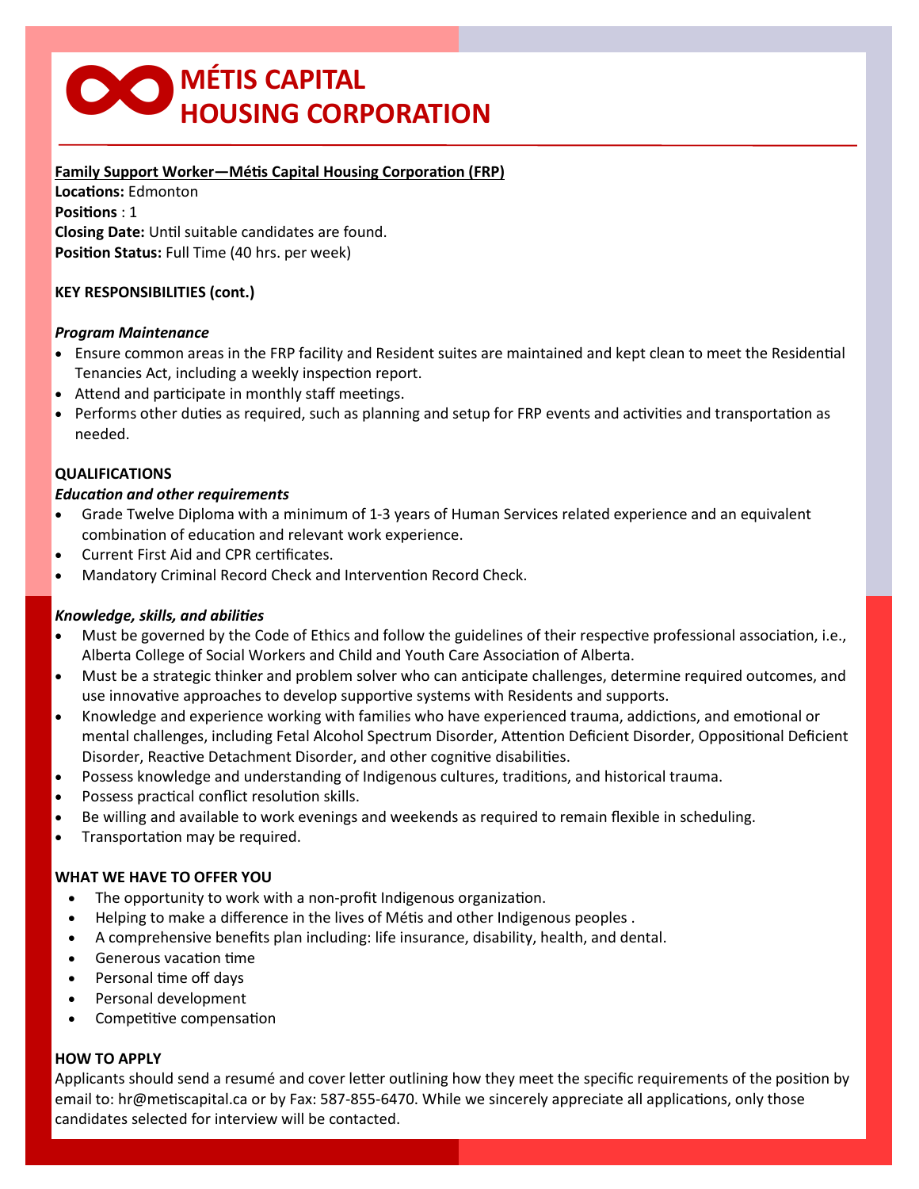# MÉTIS CAPITAL HOUSING CORPORATION

**Family Support Worker—Métis Capital Housing Corporation (FRP)**
**Locations:** Edmonton
**Positions** : 1
**Closing Date:** Until suitable candidates are found.
**Position Status:** Full Time (40 hrs. per week)

**KEY RESPONSIBILITIES (cont.)**

***Program Maintenance***

- Ensure common areas in the FRP facility and Resident suites are maintained and kept clean to meet the Residential Tenancies Act, including a weekly inspection report.
- Attend and participate in monthly staff meetings.
- Performs other duties as required, such as planning and setup for FRP events and activities and transportation as needed.

**QUALIFICATIONS**

***Education and other requirements***

- Grade Twelve Diploma with a minimum of 1-3 years of Human Services related experience and an equivalent combination of education and relevant work experience.
- Current First Aid and CPR certificates.
- Mandatory Criminal Record Check and Intervention Record Check.

***Knowledge, skills, and abilities***

- Must be governed by the Code of Ethics and follow the guidelines of their respective professional association, i.e., Alberta College of Social Workers and Child and Youth Care Association of Alberta.
- Must be a strategic thinker and problem solver who can anticipate challenges, determine required outcomes, and use innovative approaches to develop supportive systems with Residents and supports.
- Knowledge and experience working with families who have experienced trauma, addictions, and emotional or mental challenges, including Fetal Alcohol Spectrum Disorder, Attention Deficient Disorder, Oppositional Deficient Disorder, Reactive Detachment Disorder, and other cognitive disabilities.
- Possess knowledge and understanding of Indigenous cultures, traditions, and historical trauma.
- Possess practical conflict resolution skills.
- Be willing and available to work evenings and weekends as required to remain flexible in scheduling.
- Transportation may be required.

**WHAT WE HAVE TO OFFER YOU**

- The opportunity to work with a non-profit Indigenous organization.
- Helping to make a difference in the lives of Métis and other Indigenous peoples .
- A comprehensive benefits plan including: life insurance, disability, health, and dental.
- Generous vacation time
- Personal time off days
- Personal development
- Competitive compensation

**HOW TO APPLY**

Applicants should send a resumé and cover letter outlining how they meet the specific requirements of the position by email to: hr@metiscapital.ca or by Fax: 587-855-6470. While we sincerely appreciate all applications, only those candidates selected for interview will be contacted.